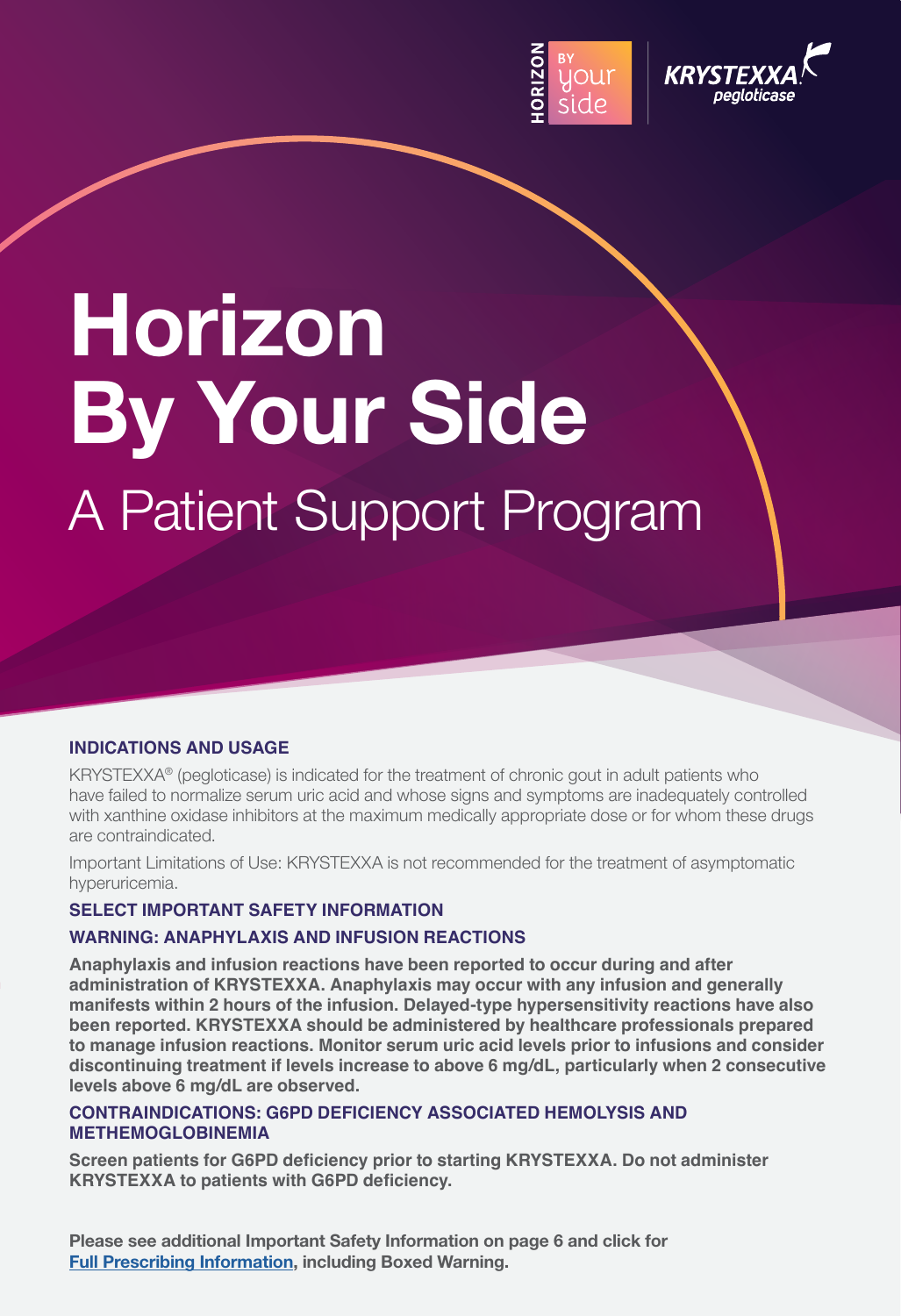# Horizon By Your Side

## A Patient Support Program

### INDICATIONS AND USAGE

KRYSTEXXA® (pegloticase) is indicated for the treatment of chronic gout in adult patients who have failed to normalize serum uric acid and whose signs and symptoms are inadequately controlled with xanthine oxidase inhibitors at the maximum medically appropriate dose or for whom these drugs are contraindicated.

Important Limitations of Use: KRYSTEXXA is not recommended for the treatment of asymptomatic hyperuricemia.

### SELECT IMPORTANT SAFETY INFORMATION

### WARNING: ANAPHYLAXIS AND INFUSION REACTIONS

**Anaphylaxis and infusion reactions have been reported to occur during and after administration of KRYSTEXXA. Anaphylaxis may occur with any infusion and generally manifests within 2 hours of the infusion. Delayed-type hypersensitivity reactions have also been reported. KRYSTEXXA should be administered by healthcare professionals prepared to manage infusion reactions. Monitor serum uric acid levels prior to infusions and consider discontinuing treatment if levels increase to above 6 mg/dL, particularly when 2 consecutive levels above 6 mg/dL are observed.**

### CONTRAINDICATIONS: G6PD DEFICIENCY ASSOCIATED HEMOLYSIS AND METHEMOGLOBINEMIA

**Screen patients for G6PD deficiency prior to starting KRYSTEXXA. Do not administer KRYSTEXXA to patients with G6PD deficiency.**

**Please see additional Important Safety Information on page 6 and click for Full Prescribing Information, including Boxed Warning.**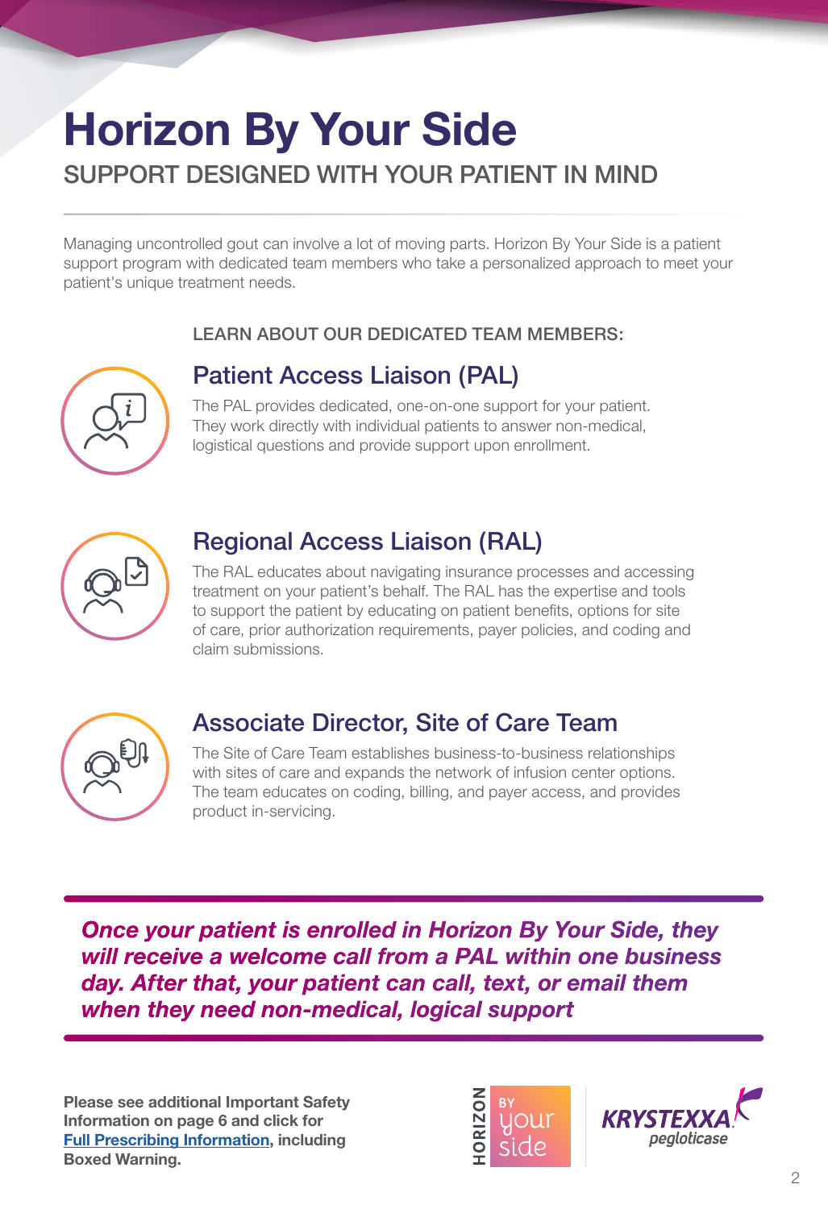# Horizon By Your Side

## SUPPORT DESIGNED WITH YOUR PATIENT IN MIND

Managing uncontrolled gout can involve a lot of moving parts. Horizon By Your Side is a patient support program with dedicated team members who take a personalized approach to meet your patient's unique treatment needs.

LEARN ABOUT OUR DEDICATED TEAM MEMBERS:

### Patient Access Liaison (PAL)

The PAL provides dedicated, one-on-one support for your patient. They work directly with individual patients to answer non-medical, logistical questions and provide support upon enrollment.

### Regional Access Liaison (RAL)

The RAL educates about navigating insurance processes and accessing treatment on your patient's behalf. The RAL has the expertise and tools to support the patient by educating on patient benefits, options for site of care, prior authorization requirements, payer policies, and coding and claim submissions.

### Associate Director, Site of Care Team

The Site of Care Team establishes business-to-business relationships with sites of care and expands the network of infusion center options. The team educates on coding, billing, and payer access, and provides product in-servicing.

***Once your patient is enrolled in Horizon By Your Side, they will receive a welcome call from a PAL within one business day. After that, your patient can call, text, or email them when they need non-medical, logical support***

**Please see additional Important Safety Information on page 6 and click for Full Prescribing Information, including Boxed Warning.**

HORIZON BY your side

KRYSTEXXA pegloticase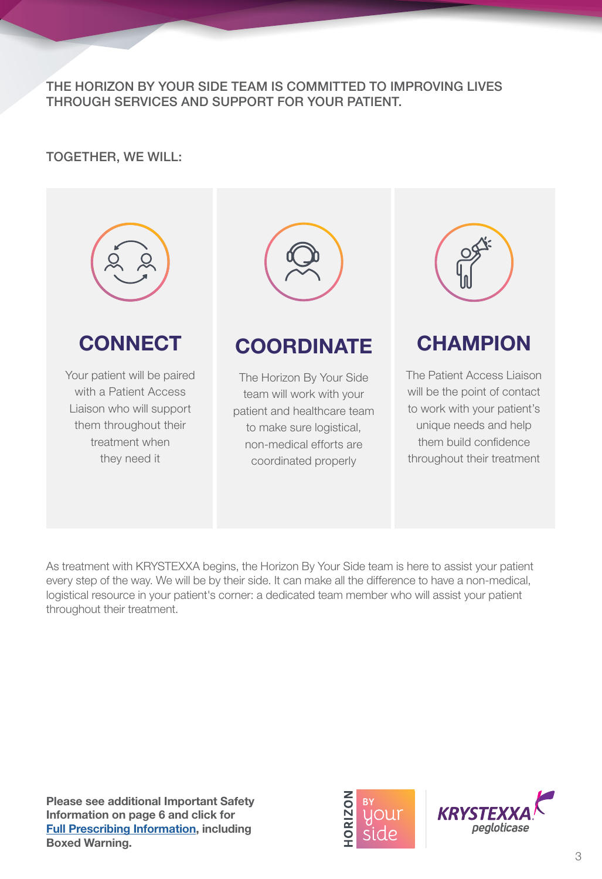THE HORIZON BY YOUR SIDE TEAM IS COMMITTED TO IMPROVING LIVES THROUGH SERVICES AND SUPPORT FOR YOUR PATIENT.

TOGETHER, WE WILL:

## CONNECT

Your patient will be paired with a Patient Access Liaison who will support them throughout their treatment when they need it

## COORDINATE

The Horizon By Your Side team will work with your patient and healthcare team to make sure logistical, non-medical efforts are coordinated properly

## CHAMPION

The Patient Access Liaison will be the point of contact to work with your patient's unique needs and help them build confidence throughout their treatment

As treatment with KRYSTEXXA begins, the Horizon By Your Side team is here to assist your patient every step of the way. We will be by their side. It can make all the difference to have a non-medical, logistical resource in your patient's corner: a dedicated team member who will assist your patient throughout their treatment.

**Please see additional Important Safety Information on page 6 and click for [Full Prescribing Information](), including Boxed Warning.**

HORIZON BY your side

KRYSTEXXA pegloticase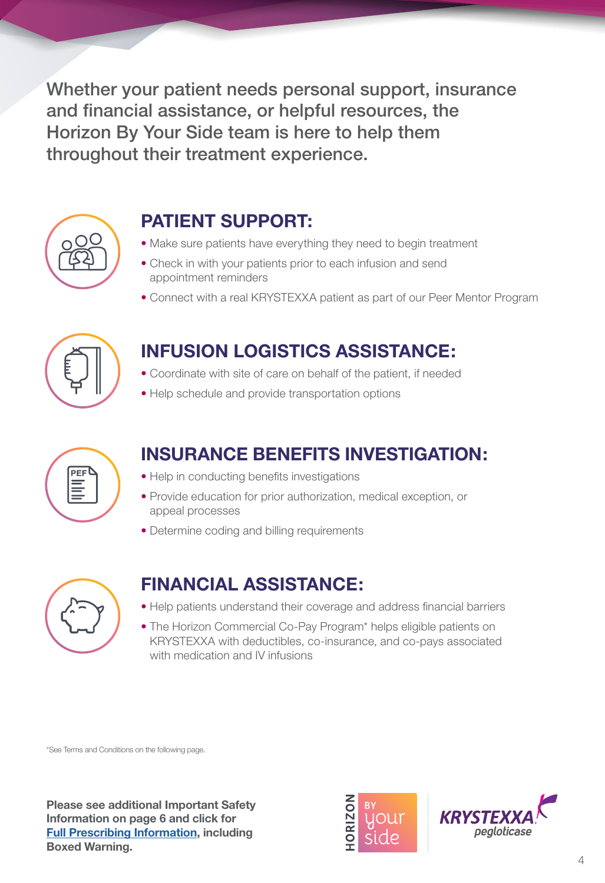Whether your patient needs personal support, insurance and financial assistance, or helpful resources, the Horizon By Your Side team is here to help them throughout their treatment experience.

## PATIENT SUPPORT:

- Make sure patients have everything they need to begin treatment
- Check in with your patients prior to each infusion and send appointment reminders
- Connect with a real KRYSTEXXA patient as part of our Peer Mentor Program

## INFUSION LOGISTICS ASSISTANCE:

- Coordinate with site of care on behalf of the patient, if needed
- Help schedule and provide transportation options

## INSURANCE BENEFITS INVESTIGATION:

- Help in conducting benefits investigations
- Provide education for prior authorization, medical exception, or appeal processes
- Determine coding and billing requirements

## FINANCIAL ASSISTANCE:

- Help patients understand their coverage and address financial barriers
- The Horizon Commercial Co-Pay Program* helps eligible patients on KRYSTEXXA with deductibles, co-insurance, and co-pays associated with medication and IV infusions

*See Terms and Conditions on the following page.

**Please see additional Important Safety Information on page 6 and click for Full Prescribing Information, including Boxed Warning.**

HORIZON BY your side

KRYSTEXXA pegloticase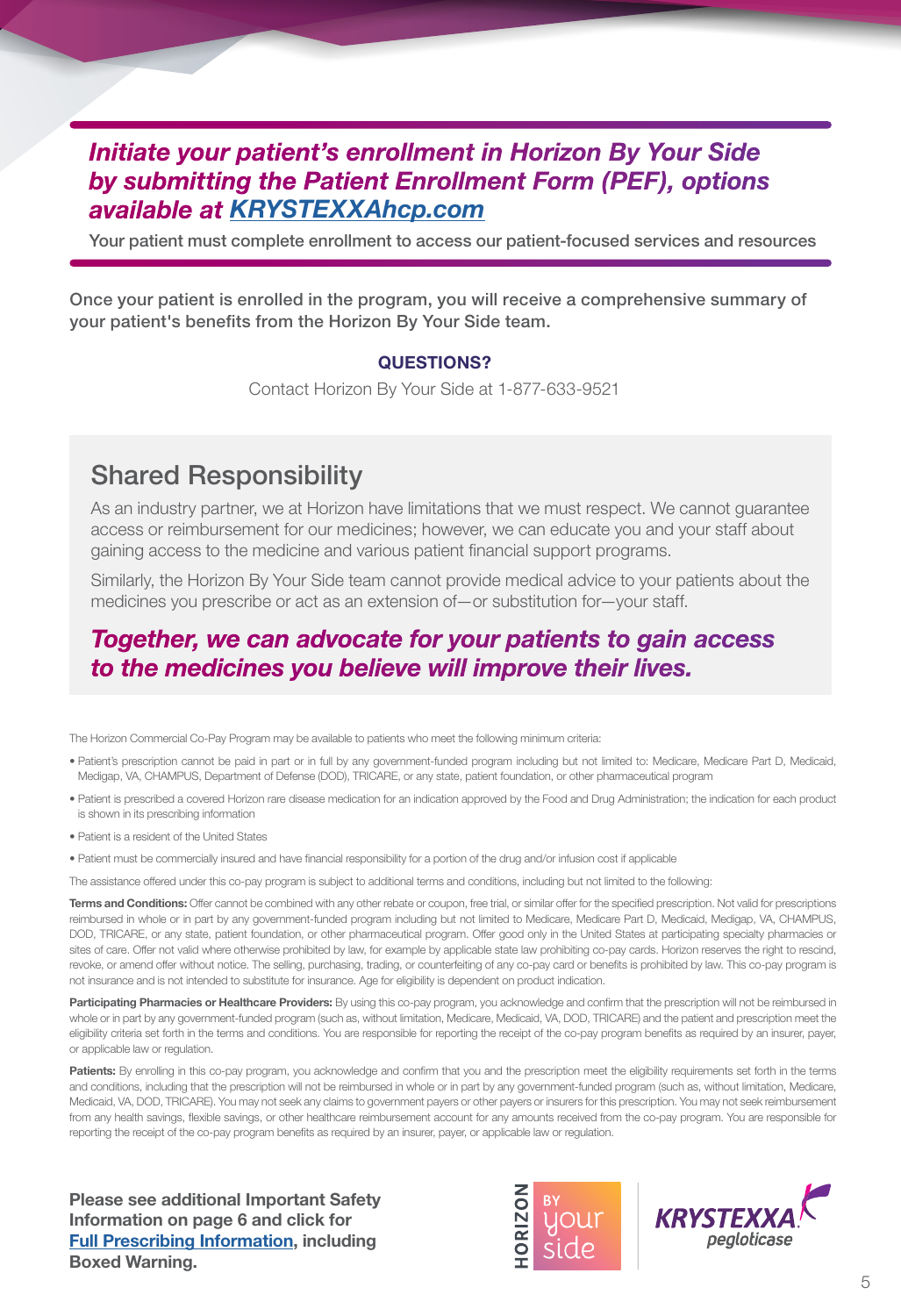***Initiate your patient's enrollment in Horizon By Your Side by submitting the Patient Enrollment Form (PEF), options available at KRYSTEXXAhcp.com***

Your patient must complete enrollment to access our patient-focused services and resources

Once your patient is enrolled in the program, you will receive a comprehensive summary of your patient's benefits from the Horizon By Your Side team.

**QUESTIONS?**

Contact Horizon By Your Side at 1-877-633-9521

## Shared Responsibility

As an industry partner, we at Horizon have limitations that we must respect. We cannot guarantee access or reimbursement for our medicines; however, we can educate you and your staff about gaining access to the medicine and various patient financial support programs.

Similarly, the Horizon By Your Side team cannot provide medical advice to your patients about the medicines you prescribe or act as an extension of—or substitution for—your staff.

***Together, we can advocate for your patients to gain access to the medicines you believe will improve their lives.***

The Horizon Commercial Co-Pay Program may be available to patients who meet the following minimum criteria:

- Patient's prescription cannot be paid in part or in full by any government-funded program including but not limited to: Medicare, Medicare Part D, Medicaid, Medigap, VA, CHAMPUS, Department of Defense (DOD), TRICARE, or any state, patient foundation, or other pharmaceutical program
- Patient is prescribed a covered Horizon rare disease medication for an indication approved by the Food and Drug Administration; the indication for each product is shown in its prescribing information
- Patient is a resident of the United States
- Patient must be commercially insured and have financial responsibility for a portion of the drug and/or infusion cost if applicable

The assistance offered under this co-pay program is subject to additional terms and conditions, including but not limited to the following:

**Terms and Conditions:** Offer cannot be combined with any other rebate or coupon, free trial, or similar offer for the specified prescription. Not valid for prescriptions reimbursed in whole or in part by any government-funded program including but not limited to Medicare, Medicare Part D, Medicaid, Medigap, VA, CHAMPUS, DOD, TRICARE, or any state, patient foundation, or other pharmaceutical program. Offer good only in the United States at participating specialty pharmacies or sites of care. Offer not valid where otherwise prohibited by law, for example by applicable state law prohibiting co-pay cards. Horizon reserves the right to rescind, revoke, or amend offer without notice. The selling, purchasing, trading, or counterfeiting of any co-pay card or benefits is prohibited by law. This co-pay program is not insurance and is not intended to substitute for insurance. Age for eligibility is dependent on product indication.

**Participating Pharmacies or Healthcare Providers:** By using this co-pay program, you acknowledge and confirm that the prescription will not be reimbursed in whole or in part by any government-funded program (such as, without limitation, Medicare, Medicaid, VA, DOD, TRICARE) and the patient and prescription meet the eligibility criteria set forth in the terms and conditions. You are responsible for reporting the receipt of the co-pay program benefits as required by an insurer, payer, or applicable law or regulation.

**Patients:** By enrolling in this co-pay program, you acknowledge and confirm that you and the prescription meet the eligibility requirements set forth in the terms and conditions, including that the prescription will not be reimbursed in whole or in part by any government-funded program (such as, without limitation, Medicare, Medicaid, VA, DOD, TRICARE). You may not seek any claims to government payers or other payers or insurers for this prescription. You may not seek reimbursement from any health savings, flexible savings, or other healthcare reimbursement account for any amounts received from the co-pay program. You are responsible for reporting the receipt of the co-pay program benefits as required by an insurer, payer, or applicable law or regulation.

**Please see additional Important Safety Information on page 6 and click for Full Prescribing Information, including Boxed Warning.**

HORIZON BY your side

KRYSTEXXA pegloticase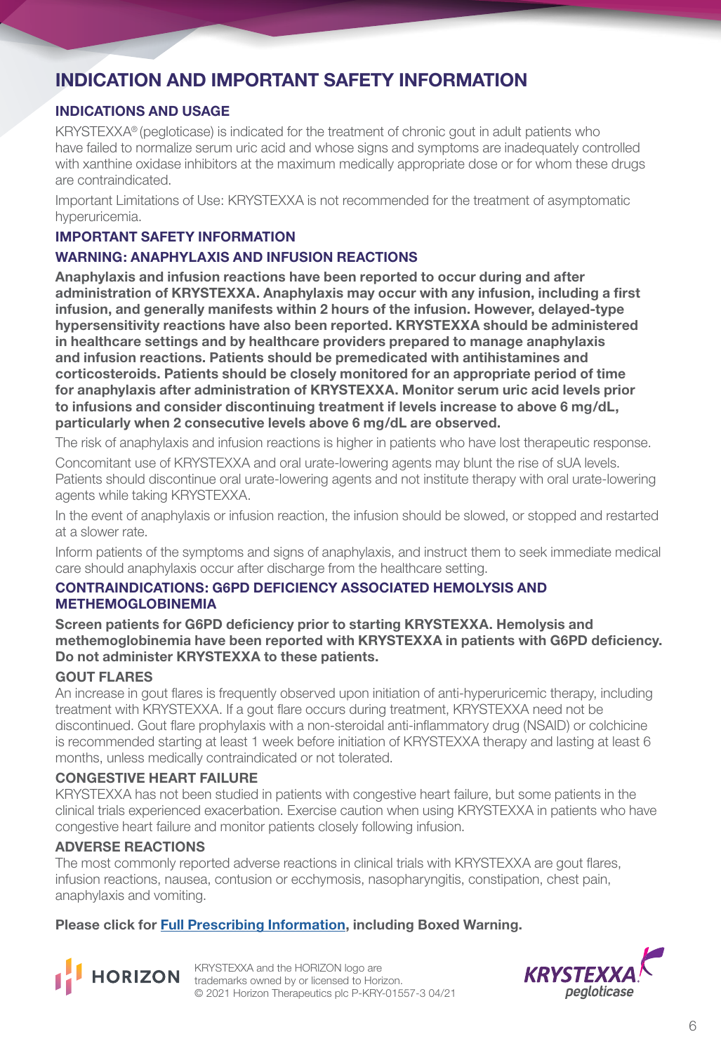# INDICATION AND IMPORTANT SAFETY INFORMATION

## INDICATIONS AND USAGE

KRYSTEXXA® (pegloticase) is indicated for the treatment of chronic gout in adult patients who have failed to normalize serum uric acid and whose signs and symptoms are inadequately controlled with xanthine oxidase inhibitors at the maximum medically appropriate dose or for whom these drugs are contraindicated.

Important Limitations of Use: KRYSTEXXA is not recommended for the treatment of asymptomatic hyperuricemia.

## IMPORTANT SAFETY INFORMATION

### WARNING: ANAPHYLAXIS AND INFUSION REACTIONS

**Anaphylaxis and infusion reactions have been reported to occur during and after administration of KRYSTEXXA. Anaphylaxis may occur with any infusion, including a first infusion, and generally manifests within 2 hours of the infusion. However, delayed-type hypersensitivity reactions have also been reported. KRYSTEXXA should be administered in healthcare settings and by healthcare providers prepared to manage anaphylaxis and infusion reactions. Patients should be premedicated with antihistamines and corticosteroids. Patients should be closely monitored for an appropriate period of time for anaphylaxis after administration of KRYSTEXXA. Monitor serum uric acid levels prior to infusions and consider discontinuing treatment if levels increase to above 6 mg/dL, particularly when 2 consecutive levels above 6 mg/dL are observed.**

The risk of anaphylaxis and infusion reactions is higher in patients who have lost therapeutic response.

Concomitant use of KRYSTEXXA and oral urate-lowering agents may blunt the rise of sUA levels. Patients should discontinue oral urate-lowering agents and not institute therapy with oral urate-lowering agents while taking KRYSTEXXA.

In the event of anaphylaxis or infusion reaction, the infusion should be slowed, or stopped and restarted at a slower rate.

Inform patients of the symptoms and signs of anaphylaxis, and instruct them to seek immediate medical care should anaphylaxis occur after discharge from the healthcare setting.

### CONTRAINDICATIONS: G6PD DEFICIENCY ASSOCIATED HEMOLYSIS AND METHEMOGLOBINEMIA

**Screen patients for G6PD deficiency prior to starting KRYSTEXXA. Hemolysis and methemoglobinemia have been reported with KRYSTEXXA in patients with G6PD deficiency. Do not administer KRYSTEXXA to these patients.**

### GOUT FLARES

An increase in gout flares is frequently observed upon initiation of anti-hyperuricemic therapy, including treatment with KRYSTEXXA. If a gout flare occurs during treatment, KRYSTEXXA need not be discontinued. Gout flare prophylaxis with a non-steroidal anti-inflammatory drug (NSAID) or colchicine is recommended starting at least 1 week before initiation of KRYSTEXXA therapy and lasting at least 6 months, unless medically contraindicated or not tolerated.

### CONGESTIVE HEART FAILURE

KRYSTEXXA has not been studied in patients with congestive heart failure, but some patients in the clinical trials experienced exacerbation. Exercise caution when using KRYSTEXXA in patients who have congestive heart failure and monitor patients closely following infusion.

### ADVERSE REACTIONS

The most commonly reported adverse reactions in clinical trials with KRYSTEXXA are gout flares, infusion reactions, nausea, contusion or ecchymosis, nasopharyngitis, constipation, chest pain, anaphylaxis and vomiting.

**Please click for Full Prescribing Information, including Boxed Warning.**

HORIZON

KRYSTEXXA and the HORIZON logo are trademarks owned by or licensed to Horizon.
© 2021 Horizon Therapeutics plc P-KRY-01557-3 04/21

KRYSTEXXA pegloticase